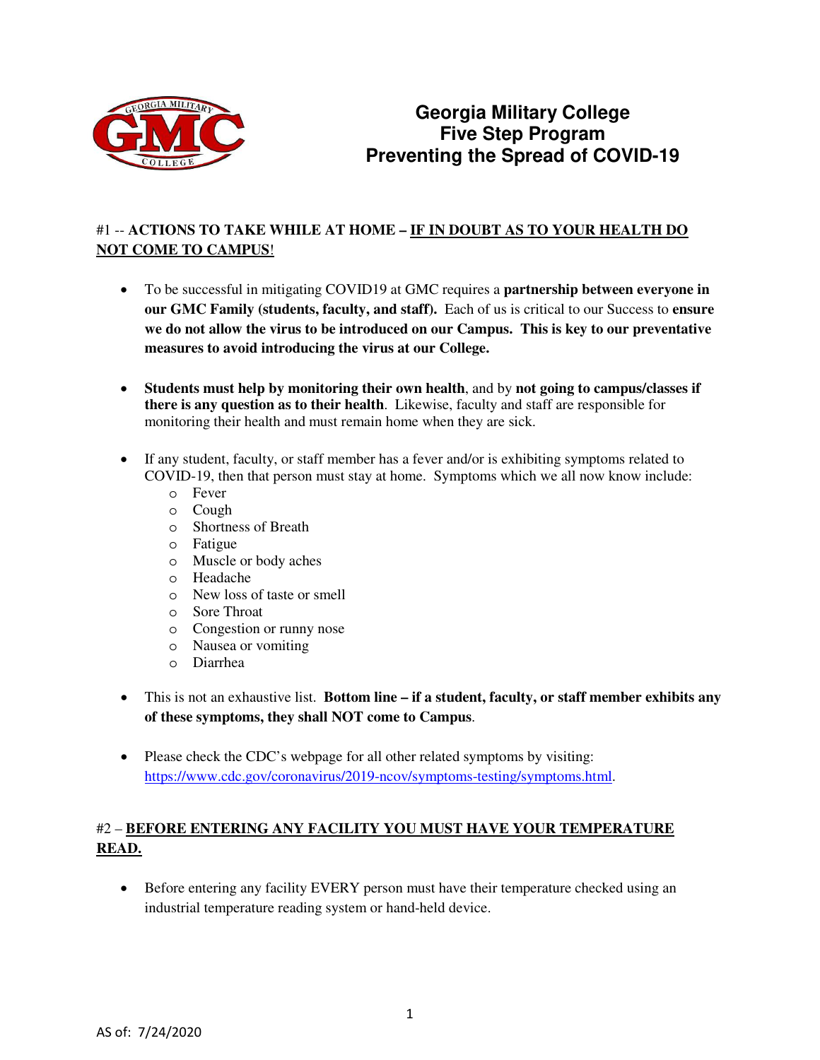# Georgia Military College
# Five Step Program
# Preventing the Spread of COVID-19

#1 -- **ACTIONS TO TAKE WHILE AT HOME – <u>IF IN DOUBT AS TO YOUR HEALTH DO NOT COME TO CAMPUS</u>!**

- To be successful in mitigating COVID19 at GMC requires a **partnership between everyone in our GMC Family (students, faculty, and staff).** Each of us is critical to our Success to **ensure we do not allow the virus to be introduced on our Campus. This is key to our preventative measures to avoid introducing the virus at our College.**

- **Students must help by monitoring their own health**, and by **not going to campus/classes if there is any question as to their health**. Likewise, faculty and staff are responsible for monitoring their health and must remain home when they are sick.

- If any student, faculty, or staff member has a fever and/or is exhibiting symptoms related to COVID-19, then that person must stay at home. Symptoms which we all now know include:
  - Fever
  - Cough
  - Shortness of Breath
  - Fatigue
  - Muscle or body aches
  - Headache
  - New loss of taste or smell
  - Sore Throat
  - Congestion or runny nose
  - Nausea or vomiting
  - Diarrhea

- This is not an exhaustive list. **Bottom line – if a student, faculty, or staff member exhibits any of these symptoms, they shall NOT come to Campus**.

- Please check the CDC's webpage for all other related symptoms by visiting: https://www.cdc.gov/coronavirus/2019-ncov/symptoms-testing/symptoms.html.

#2 – **<u>BEFORE ENTERING ANY FACILITY YOU MUST HAVE YOUR TEMPERATURE READ.</u>**

- Before entering any facility EVERY person must have their temperature checked using an industrial temperature reading system or hand-held device.

AS of: 7/24/2020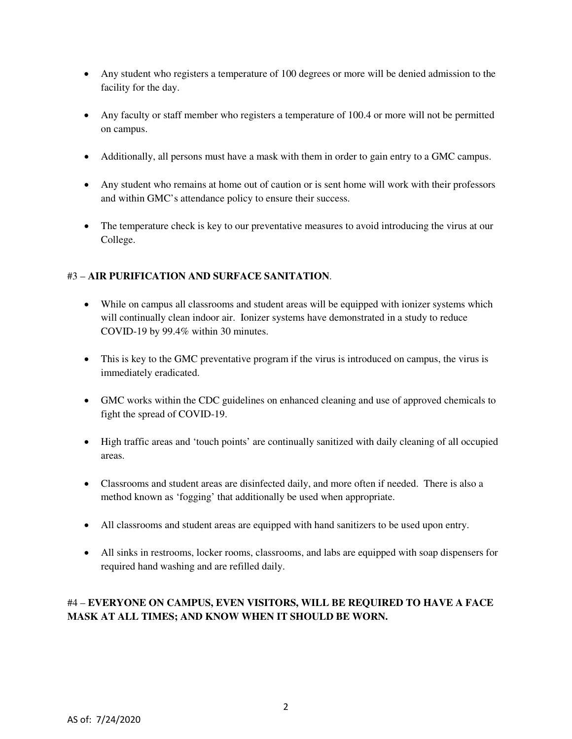- Any student who registers a temperature of 100 degrees or more will be denied admission to the facility for the day.

- Any faculty or staff member who registers a temperature of 100.4 or more will not be permitted on campus.

- Additionally, all persons must have a mask with them in order to gain entry to a GMC campus.

- Any student who remains at home out of caution or is sent home will work with their professors and within GMC's attendance policy to ensure their success.

- The temperature check is key to our preventative measures to avoid introducing the virus at our College.

#3 – **AIR PURIFICATION AND SURFACE SANITATION**.

- While on campus all classrooms and student areas will be equipped with ionizer systems which will continually clean indoor air. Ionizer systems have demonstrated in a study to reduce COVID-19 by 99.4% within 30 minutes.

- This is key to the GMC preventative program if the virus is introduced on campus, the virus is immediately eradicated.

- GMC works within the CDC guidelines on enhanced cleaning and use of approved chemicals to fight the spread of COVID-19.

- High traffic areas and 'touch points' are continually sanitized with daily cleaning of all occupied areas.

- Classrooms and student areas are disinfected daily, and more often if needed. There is also a method known as 'fogging' that additionally be used when appropriate.

- All classrooms and student areas are equipped with hand sanitizers to be used upon entry.

- All sinks in restrooms, locker rooms, classrooms, and labs are equipped with soap dispensers for required hand washing and are refilled daily.

#4 – **EVERYONE ON CAMPUS, EVEN VISITORS, WILL BE REQUIRED TO HAVE A FACE MASK AT ALL TIMES; AND KNOW WHEN IT SHOULD BE WORN.**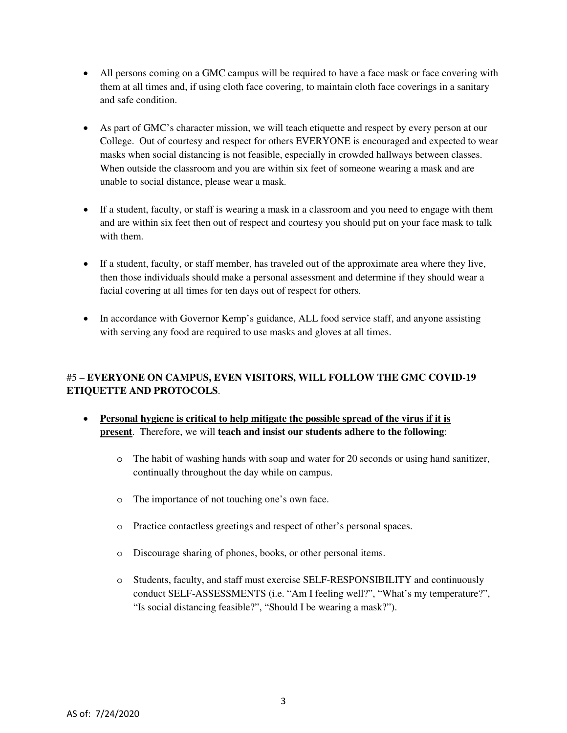- All persons coming on a GMC campus will be required to have a face mask or face covering with them at all times and, if using cloth face covering, to maintain cloth face coverings in a sanitary and safe condition.

- As part of GMC's character mission, we will teach etiquette and respect by every person at our College. Out of courtesy and respect for others EVERYONE is encouraged and expected to wear masks when social distancing is not feasible, especially in crowded hallways between classes. When outside the classroom and you are within six feet of someone wearing a mask and are unable to social distance, please wear a mask.

- If a student, faculty, or staff is wearing a mask in a classroom and you need to engage with them and are within six feet then out of respect and courtesy you should put on your face mask to talk with them.

- If a student, faculty, or staff member, has traveled out of the approximate area where they live, then those individuals should make a personal assessment and determine if they should wear a facial covering at all times for ten days out of respect for others.

- In accordance with Governor Kemp's guidance, ALL food service staff, and anyone assisting with serving any food are required to use masks and gloves at all times.

#5 – **EVERYONE ON CAMPUS, EVEN VISITORS, WILL FOLLOW THE GMC COVID-19 ETIQUETTE AND PROTOCOLS**.

- **Personal hygiene is critical to help mitigate the possible spread of the virus if it is present**. Therefore, we will **teach and insist our students adhere to the following**:

  - The habit of washing hands with soap and water for 20 seconds or using hand sanitizer, continually throughout the day while on campus.

  - The importance of not touching one's own face.

  - Practice contactless greetings and respect of other's personal spaces.

  - Discourage sharing of phones, books, or other personal items.

  - Students, faculty, and staff must exercise SELF-RESPONSIBILITY and continuously conduct SELF-ASSESSMENTS (i.e. "Am I feeling well?", "What's my temperature?", "Is social distancing feasible?", "Should I be wearing a mask?").

AS of: 7/24/2020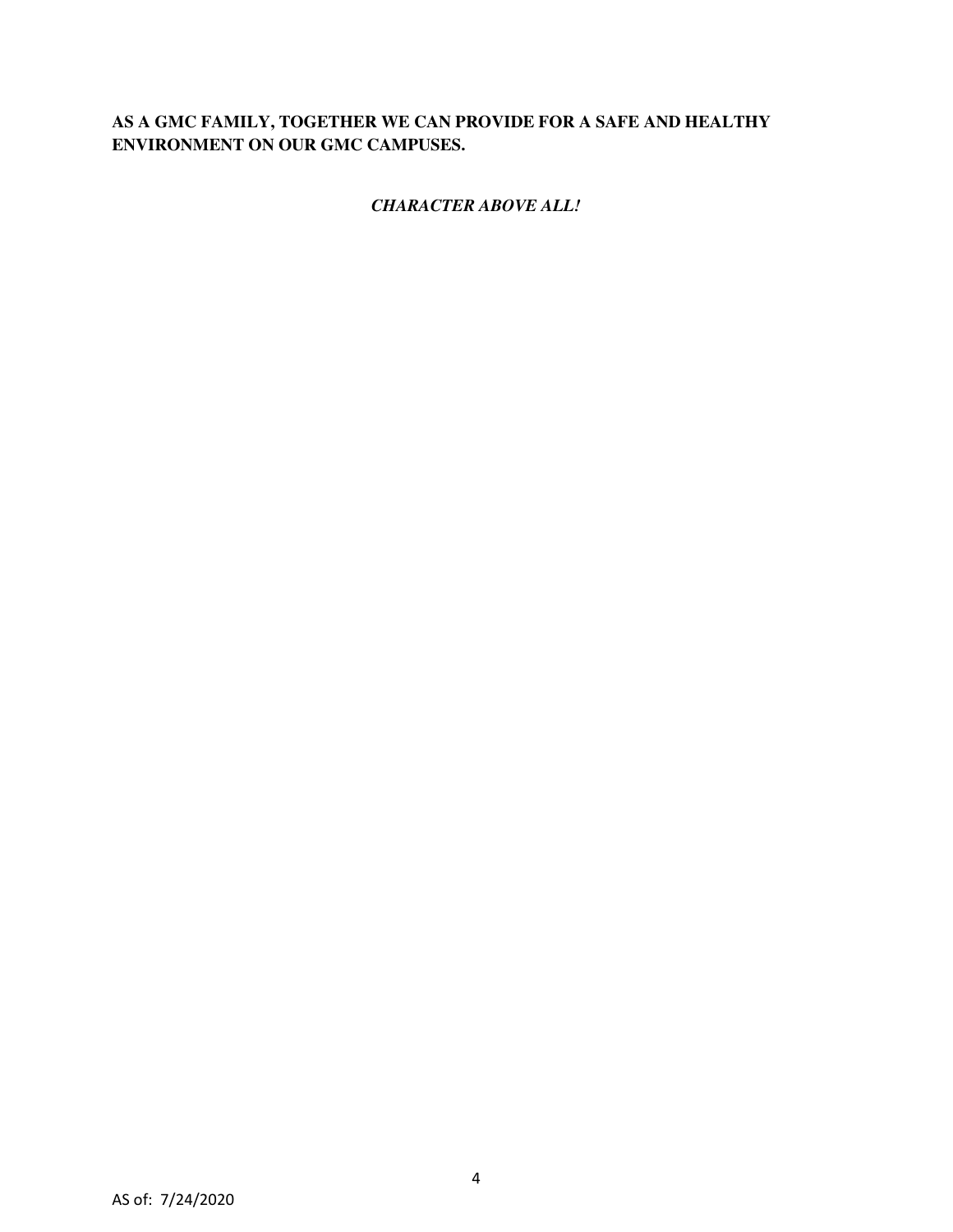**AS A GMC FAMILY, TOGETHER WE CAN PROVIDE FOR A SAFE AND HEALTHY ENVIRONMENT ON OUR GMC CAMPUSES.**

***CHARACTER ABOVE ALL!***